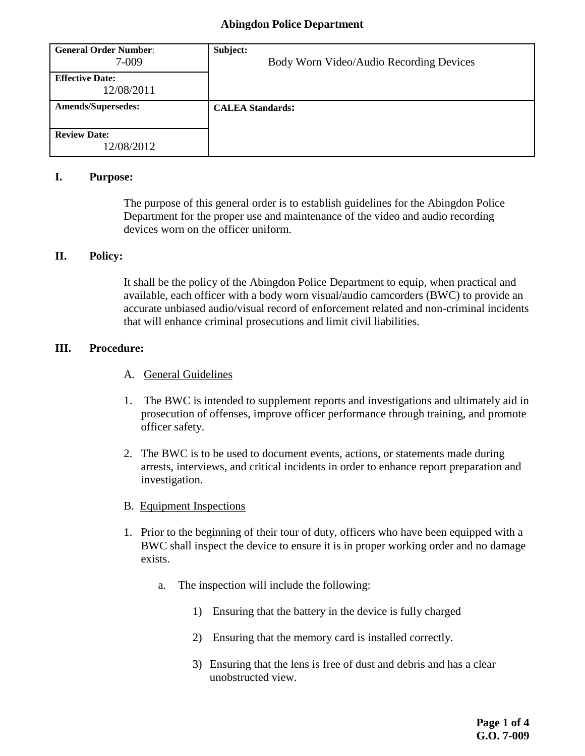# Abingdon Police Department

| General Order Number: 7-009 | Subject: Body Worn Video/Audio Recording Devices |
| --- | --- |
| Effective Date: 12/08/2011 | |
| Amends/Supersedes: | CALEA Standards: |
| Review Date: 12/08/2012 | |

## I. Purpose:

The purpose of this general order is to establish guidelines for the Abingdon Police Department for the proper use and maintenance of the video and audio recording devices worn on the officer uniform.

## II. Policy:

It shall be the policy of the Abingdon Police Department to equip, when practical and available, each officer with a body worn visual/audio camcorders (BWC) to provide an accurate unbiased audio/visual record of enforcement related and non-criminal incidents that will enhance criminal prosecutions and limit civil liabilities.

## III. Procedure:

A. General Guidelines

1. The BWC is intended to supplement reports and investigations and ultimately aid in prosecution of offenses, improve officer performance through training, and promote officer safety.

2. The BWC is to be used to document events, actions, or statements made during arrests, interviews, and critical incidents in order to enhance report preparation and investigation.

B. Equipment Inspections

1. Prior to the beginning of their tour of duty, officers who have been equipped with a BWC shall inspect the device to ensure it is in proper working order and no damage exists.

   a. The inspection will include the following:

      1) Ensuring that the battery in the device is fully charged

      2) Ensuring that the memory card is installed correctly.

      3) Ensuring that the lens is free of dust and debris and has a clear unobstructed view.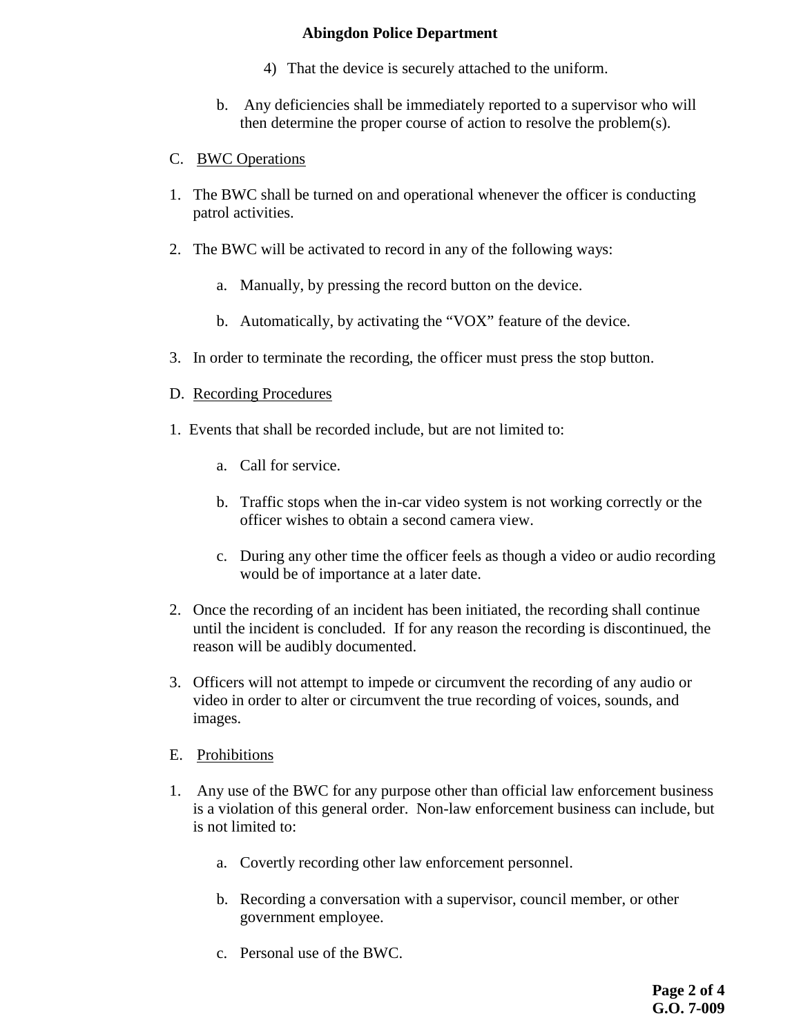4) That the device is securely attached to the uniform.

b. Any deficiencies shall be immediately reported to a supervisor who will then determine the proper course of action to resolve the problem(s).

C. <u>BWC Operations</u>

1. The BWC shall be turned on and operational whenever the officer is conducting patrol activities.

2. The BWC will be activated to record in any of the following ways:

   a. Manually, by pressing the record button on the device.

   b. Automatically, by activating the "VOX" feature of the device.

3. In order to terminate the recording, the officer must press the stop button.

D. <u>Recording Procedures</u>

1. Events that shall be recorded include, but are not limited to:

   a. Call for service.

   b. Traffic stops when the in-car video system is not working correctly or the officer wishes to obtain a second camera view.

   c. During any other time the officer feels as though a video or audio recording would be of importance at a later date.

2. Once the recording of an incident has been initiated, the recording shall continue until the incident is concluded. If for any reason the recording is discontinued, the reason will be audibly documented.

3. Officers will not attempt to impede or circumvent the recording of any audio or video in order to alter or circumvent the true recording of voices, sounds, and images.

E. <u>Prohibitions</u>

1. Any use of the BWC for any purpose other than official law enforcement business is a violation of this general order. Non-law enforcement business can include, but is not limited to:

   a. Covertly recording other law enforcement personnel.

   b. Recording a conversation with a supervisor, council member, or other government employee.

   c. Personal use of the BWC.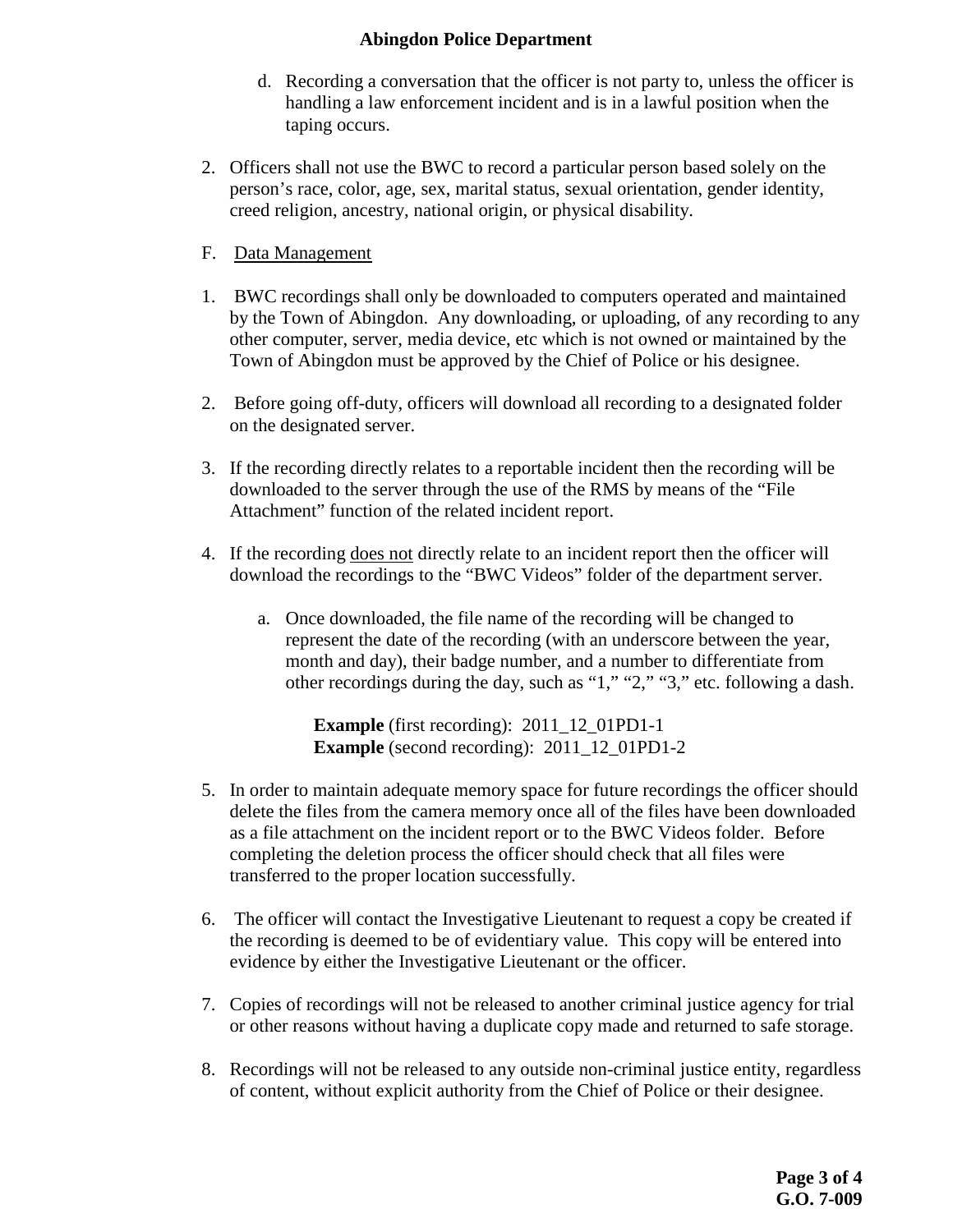d. Recording a conversation that the officer is not party to, unless the officer is handling a law enforcement incident and is in a lawful position when the taping occurs.

2. Officers shall not use the BWC to record a particular person based solely on the person's race, color, age, sex, marital status, sexual orientation, gender identity, creed religion, ancestry, national origin, or physical disability.

F. <u>Data Management</u>

1. BWC recordings shall only be downloaded to computers operated and maintained by the Town of Abingdon. Any downloading, or uploading, of any recording to any other computer, server, media device, etc which is not owned or maintained by the Town of Abingdon must be approved by the Chief of Police or his designee.

2. Before going off-duty, officers will download all recording to a designated folder on the designated server.

3. If the recording directly relates to a reportable incident then the recording will be downloaded to the server through the use of the RMS by means of the "File Attachment" function of the related incident report.

4. If the recording <u>does not</u> directly relate to an incident report then the officer will download the recordings to the "BWC Videos" folder of the department server.

   a. Once downloaded, the file name of the recording will be changed to represent the date of the recording (with an underscore between the year, month and day), their badge number, and a number to differentiate from other recordings during the day, such as "1," "2," "3," etc. following a dash.

      **Example** (first recording): 2011_12_01PD1-1
      **Example** (second recording): 2011_12_01PD1-2

5. In order to maintain adequate memory space for future recordings the officer should delete the files from the camera memory once all of the files have been downloaded as a file attachment on the incident report or to the BWC Videos folder. Before completing the deletion process the officer should check that all files were transferred to the proper location successfully.

6. The officer will contact the Investigative Lieutenant to request a copy be created if the recording is deemed to be of evidentiary value. This copy will be entered into evidence by either the Investigative Lieutenant or the officer.

7. Copies of recordings will not be released to another criminal justice agency for trial or other reasons without having a duplicate copy made and returned to safe storage.

8. Recordings will not be released to any outside non-criminal justice entity, regardless of content, without explicit authority from the Chief of Police or their designee.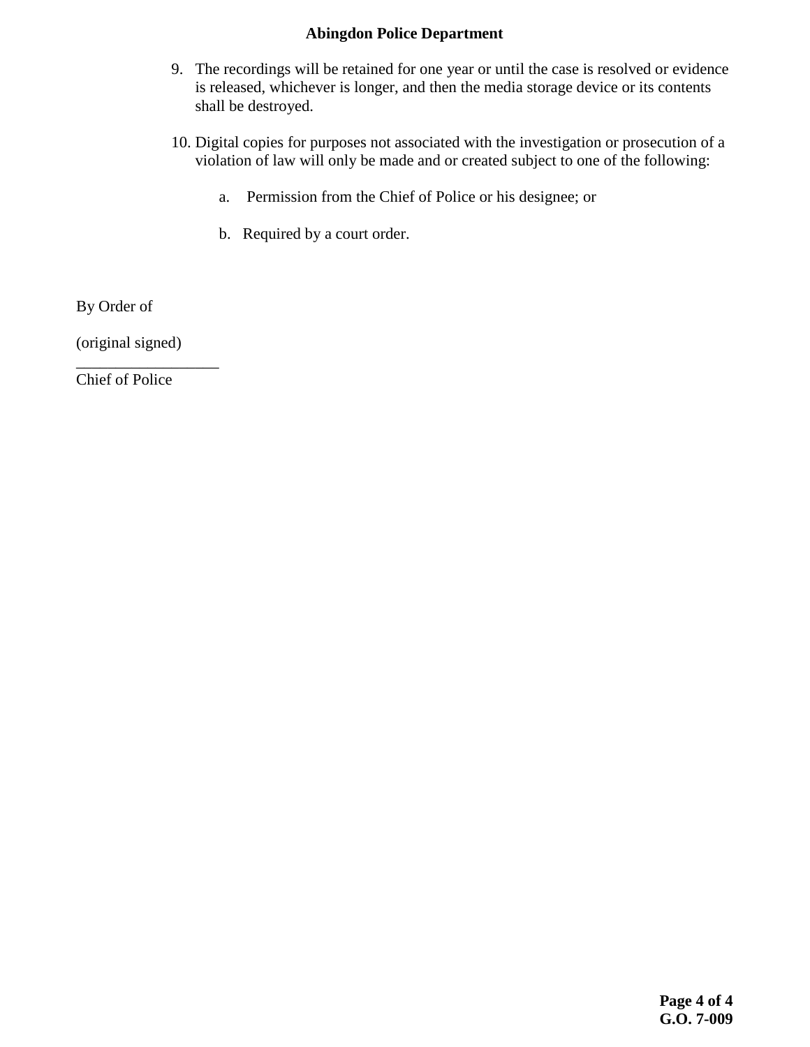9. The recordings will be retained for one year or until the case is resolved or evidence is released, whichever is longer, and then the media storage device or its contents shall be destroyed.

10. Digital copies for purposes not associated with the investigation or prosecution of a violation of law will only be made and or created subject to one of the following:

    a. Permission from the Chief of Police or his designee; or

    b. Required by a court order.

By Order of

(original signed)
__________________
Chief of Police